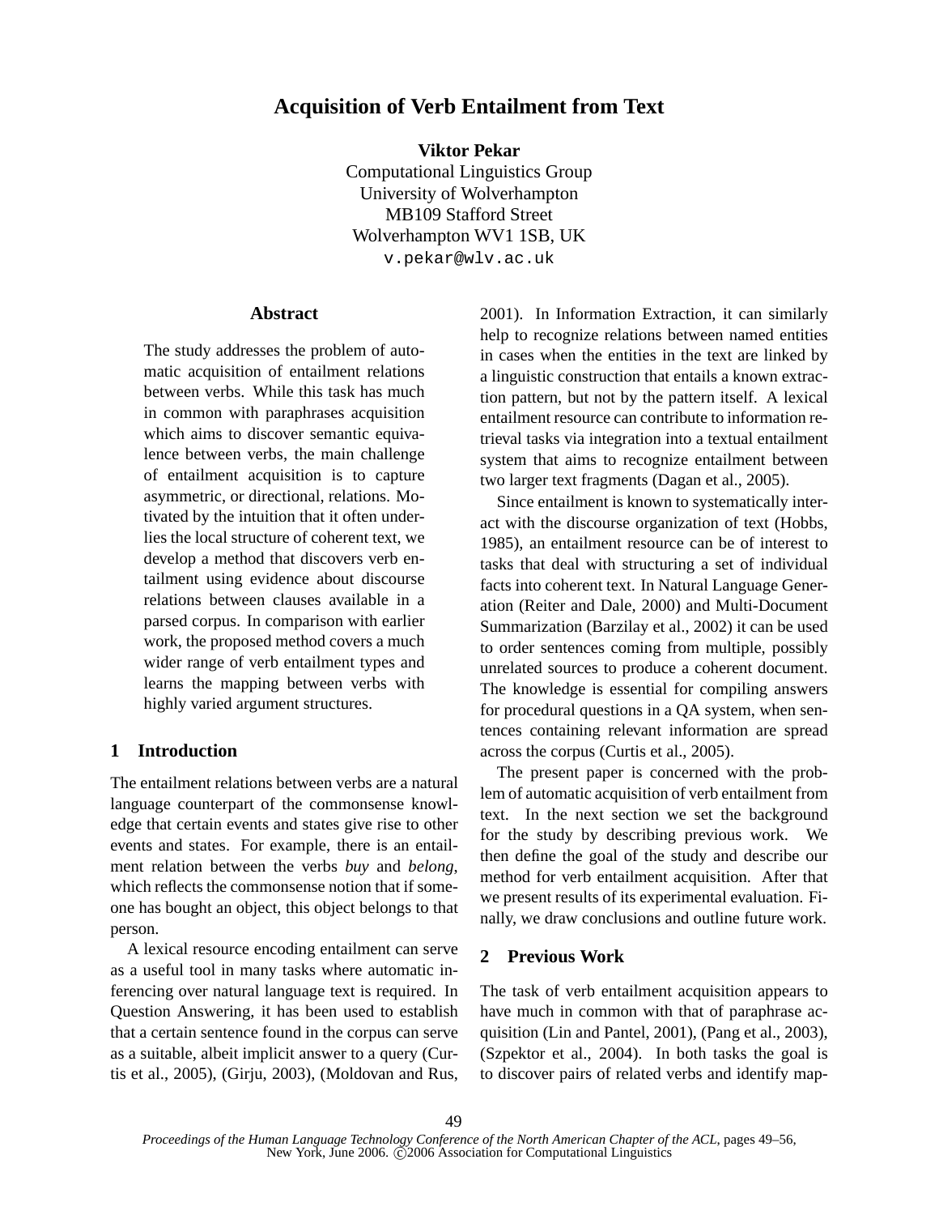# Acquisition of Verb Entailment from Text

**Viktor Pekar**
Computational Linguistics Group
University of Wolverhampton
MB109 Stafford Street
Wolverhampton WV1 1SB, UK
v.pekar@wlv.ac.uk

## Abstract

The study addresses the problem of automatic acquisition of entailment relations between verbs. While this task has much in common with paraphrases acquisition which aims to discover semantic equivalence between verbs, the main challenge of entailment acquisition is to capture asymmetric, or directional, relations. Motivated by the intuition that it often underlies the local structure of coherent text, we develop a method that discovers verb entailment using evidence about discourse relations between clauses available in a parsed corpus. In comparison with earlier work, the proposed method covers a much wider range of verb entailment types and learns the mapping between verbs with highly varied argument structures.

## 1 Introduction

The entailment relations between verbs are a natural language counterpart of the commonsense knowledge that certain events and states give rise to other events and states. For example, there is an entailment relation between the verbs *buy* and *belong*, which reflects the commonsense notion that if someone has bought an object, this object belongs to that person.

A lexical resource encoding entailment can serve as a useful tool in many tasks where automatic inferencing over natural language text is required. In Question Answering, it has been used to establish that a certain sentence found in the corpus can serve as a suitable, albeit implicit answer to a query (Curtis et al., 2005), (Girju, 2003), (Moldovan and Rus, 2001). In Information Extraction, it can similarly help to recognize relations between named entities in cases when the entities in the text are linked by a linguistic construction that entails a known extraction pattern, but not by the pattern itself. A lexical entailment resource can contribute to information retrieval tasks via integration into a textual entailment system that aims to recognize entailment between two larger text fragments (Dagan et al., 2005).

Since entailment is known to systematically interact with the discourse organization of text (Hobbs, 1985), an entailment resource can be of interest to tasks that deal with structuring a set of individual facts into coherent text. In Natural Language Generation (Reiter and Dale, 2000) and Multi-Document Summarization (Barzilay et al., 2002) it can be used to order sentences coming from multiple, possibly unrelated sources to produce a coherent document. The knowledge is essential for compiling answers for procedural questions in a QA system, when sentences containing relevant information are spread across the corpus (Curtis et al., 2005).

The present paper is concerned with the problem of automatic acquisition of verb entailment from text. In the next section we set the background for the study by describing previous work. We then define the goal of the study and describe our method for verb entailment acquisition. After that we present results of its experimental evaluation. Finally, we draw conclusions and outline future work.

## 2 Previous Work

The task of verb entailment acquisition appears to have much in common with that of paraphrase acquisition (Lin and Pantel, 2001), (Pang et al., 2003), (Szpektor et al., 2004). In both tasks the goal is to discover pairs of related verbs and identify map-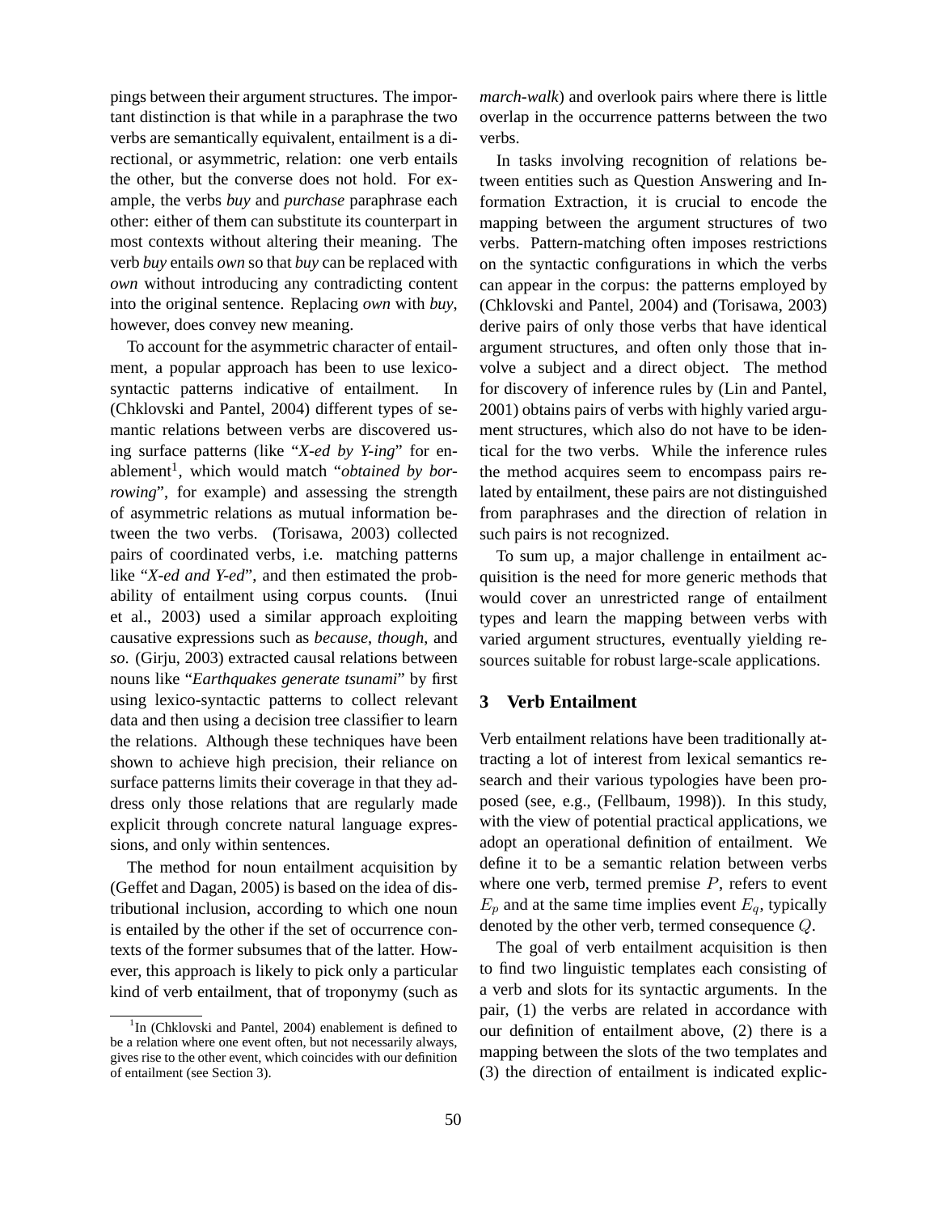pings between their argument structures. The important distinction is that while in a paraphrase the two verbs are semantically equivalent, entailment is a directional, or asymmetric, relation: one verb entails the other, but the converse does not hold. For example, the verbs *buy* and *purchase* paraphrase each other: either of them can substitute its counterpart in most contexts without altering their meaning. The verb *buy* entails *own* so that *buy* can be replaced with *own* without introducing any contradicting content into the original sentence. Replacing *own* with *buy*, however, does convey new meaning.

To account for the asymmetric character of entailment, a popular approach has been to use lexico-syntactic patterns indicative of entailment. In (Chklovski and Pantel, 2004) different types of semantic relations between verbs are discovered using surface patterns (like "*X-ed by Y-ing*" for enablement[1], which would match "*obtained by borrowing*", for example) and assessing the strength of asymmetric relations as mutual information between the two verbs. (Torisawa, 2003) collected pairs of coordinated verbs, i.e. matching patterns like "*X-ed and Y-ed*", and then estimated the probability of entailment using corpus counts. (Inui et al., 2003) used a similar approach exploiting causative expressions such as *because*, *though*, and *so*. (Girju, 2003) extracted causal relations between nouns like "*Earthquakes generate tsunami*" by first using lexico-syntactic patterns to collect relevant data and then using a decision tree classifier to learn the relations. Although these techniques have been shown to achieve high precision, their reliance on surface patterns limits their coverage in that they address only those relations that are regularly made explicit through concrete natural language expressions, and only within sentences.

The method for noun entailment acquisition by (Geffet and Dagan, 2005) is based on the idea of distributional inclusion, according to which one noun is entailed by the other if the set of occurrence contexts of the former subsumes that of the latter. However, this approach is likely to pick only a particular kind of verb entailment, that of troponymy (such as *march-walk*) and overlook pairs where there is little overlap in the occurrence patterns between the two verbs.

In tasks involving recognition of relations between entities such as Question Answering and Information Extraction, it is crucial to encode the mapping between the argument structures of two verbs. Pattern-matching often imposes restrictions on the syntactic configurations in which the verbs can appear in the corpus: the patterns employed by (Chklovski and Pantel, 2004) and (Torisawa, 2003) derive pairs of only those verbs that have identical argument structures, and often only those that involve a subject and a direct object. The method for discovery of inference rules by (Lin and Pantel, 2001) obtains pairs of verbs with highly varied argument structures, which also do not have to be identical for the two verbs. While the inference rules the method acquires seem to encompass pairs related by entailment, these pairs are not distinguished from paraphrases and the direction of relation in such pairs is not recognized.

To sum up, a major challenge in entailment acquisition is the need for more generic methods that would cover an unrestricted range of entailment types and learn the mapping between verbs with varied argument structures, eventually yielding resources suitable for robust large-scale applications.

## 3 Verb Entailment

Verb entailment relations have been traditionally attracting a lot of interest from lexical semantics research and their various typologies have been proposed (see, e.g., (Fellbaum, 1998)). In this study, with the view of potential practical applications, we adopt an operational definition of entailment. We define it to be a semantic relation between verbs where one verb, termed premise $P$, refers to event $E_p$ and at the same time implies event $E_q$, typically denoted by the other verb, termed consequence $Q$.

The goal of verb entailment acquisition is then to find two linguistic templates each consisting of a verb and slots for its syntactic arguments. In the pair, (1) the verbs are related in accordance with our definition of entailment above, (2) there is a mapping between the slots of the two templates and (3) the direction of entailment is indicated explic-

[1] In (Chklovski and Pantel, 2004) enablement is defined to be a relation where one event often, but not necessarily always, gives rise to the other event, which coincides with our definition of entailment (see Section 3).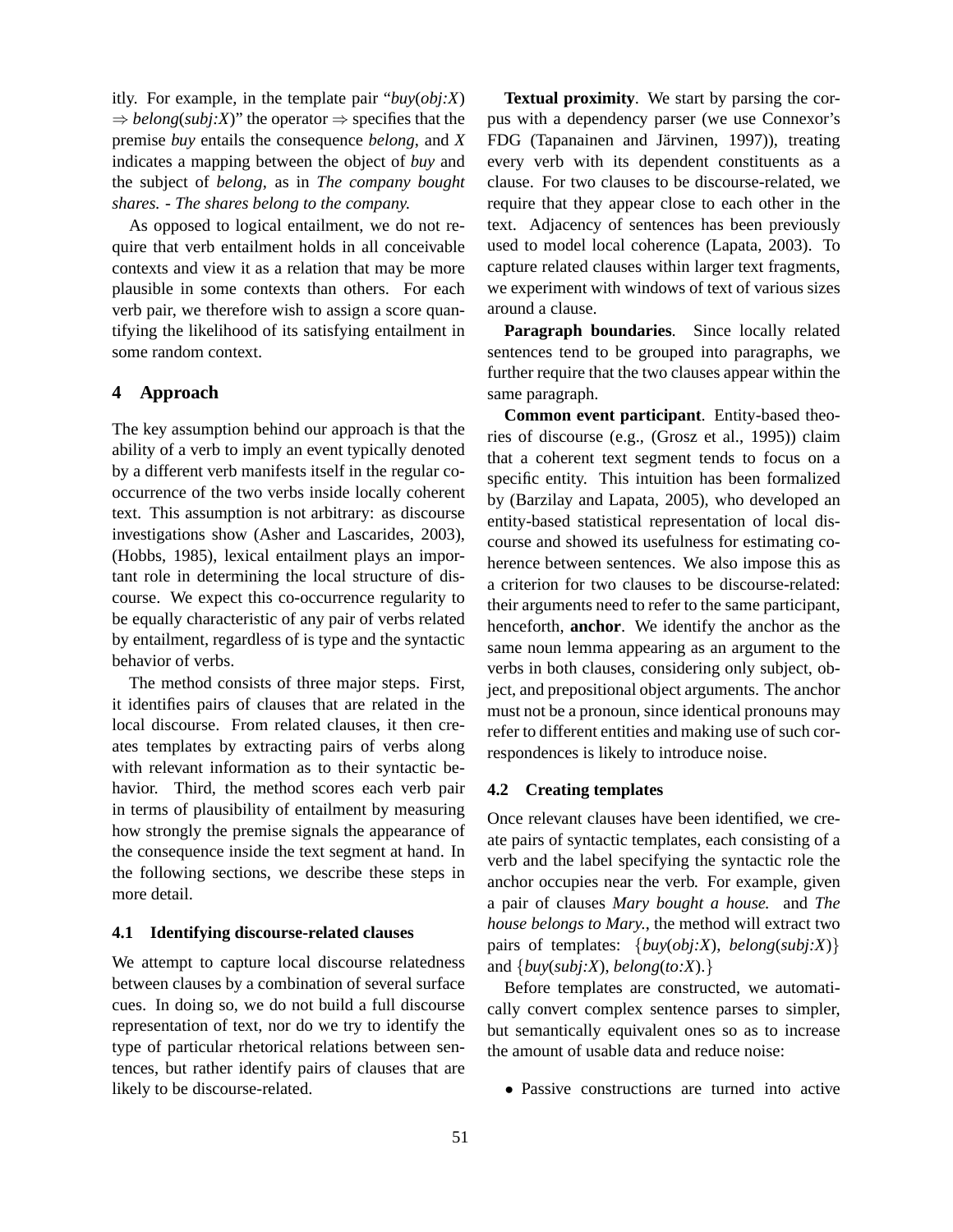itly. For example, in the template pair "*buy*(*obj:X*) ⇒ *belong*(*subj:X*)" the operator ⇒ specifies that the premise *buy* entails the consequence *belong*, and *X* indicates a mapping between the object of *buy* and the subject of *belong*, as in *The company bought shares. - The shares belong to the company.*

As opposed to logical entailment, we do not require that verb entailment holds in all conceivable contexts and view it as a relation that may be more plausible in some contexts than others. For each verb pair, we therefore wish to assign a score quantifying the likelihood of its satisfying entailment in some random context.

## 4 Approach

The key assumption behind our approach is that the ability of a verb to imply an event typically denoted by a different verb manifests itself in the regular co-occurrence of the two verbs inside locally coherent text. This assumption is not arbitrary: as discourse investigations show (Asher and Lascarides, 2003), (Hobbs, 1985), lexical entailment plays an important role in determining the local structure of discourse. We expect this co-occurrence regularity to be equally characteristic of any pair of verbs related by entailment, regardless of is type and the syntactic behavior of verbs.

The method consists of three major steps. First, it identifies pairs of clauses that are related in the local discourse. From related clauses, it then creates templates by extracting pairs of verbs along with relevant information as to their syntactic behavior. Third, the method scores each verb pair in terms of plausibility of entailment by measuring how strongly the premise signals the appearance of the consequence inside the text segment at hand. In the following sections, we describe these steps in more detail.

### 4.1 Identifying discourse-related clauses

We attempt to capture local discourse relatedness between clauses by a combination of several surface cues. In doing so, we do not build a full discourse representation of text, nor do we try to identify the type of particular rhetorical relations between sentences, but rather identify pairs of clauses that are likely to be discourse-related.

**Textual proximity**. We start by parsing the corpus with a dependency parser (we use Connexor's FDG (Tapanainen and Järvinen, 1997)), treating every verb with its dependent constituents as a clause. For two clauses to be discourse-related, we require that they appear close to each other in the text. Adjacency of sentences has been previously used to model local coherence (Lapata, 2003). To capture related clauses within larger text fragments, we experiment with windows of text of various sizes around a clause.

**Paragraph boundaries**. Since locally related sentences tend to be grouped into paragraphs, we further require that the two clauses appear within the same paragraph.

**Common event participant**. Entity-based theories of discourse (e.g., (Grosz et al., 1995)) claim that a coherent text segment tends to focus on a specific entity. This intuition has been formalized by (Barzilay and Lapata, 2005), who developed an entity-based statistical representation of local discourse and showed its usefulness for estimating coherence between sentences. We also impose this as a criterion for two clauses to be discourse-related: their arguments need to refer to the same participant, henceforth, **anchor**. We identify the anchor as the same noun lemma appearing as an argument to the verbs in both clauses, considering only subject, object, and prepositional object arguments. The anchor must not be a pronoun, since identical pronouns may refer to different entities and making use of such correspondences is likely to introduce noise.

### 4.2 Creating templates

Once relevant clauses have been identified, we create pairs of syntactic templates, each consisting of a verb and the label specifying the syntactic role the anchor occupies near the verb. For example, given a pair of clauses *Mary bought a house.* and *The house belongs to Mary.*, the method will extract two pairs of templates: {*buy*(*obj:X*), *belong*(*subj:X*)} and {*buy*(*subj:X*), *belong*(*to:X*).}

Before templates are constructed, we automatically convert complex sentence parses to simpler, but semantically equivalent ones so as to increase the amount of usable data and reduce noise:

- Passive constructions are turned into active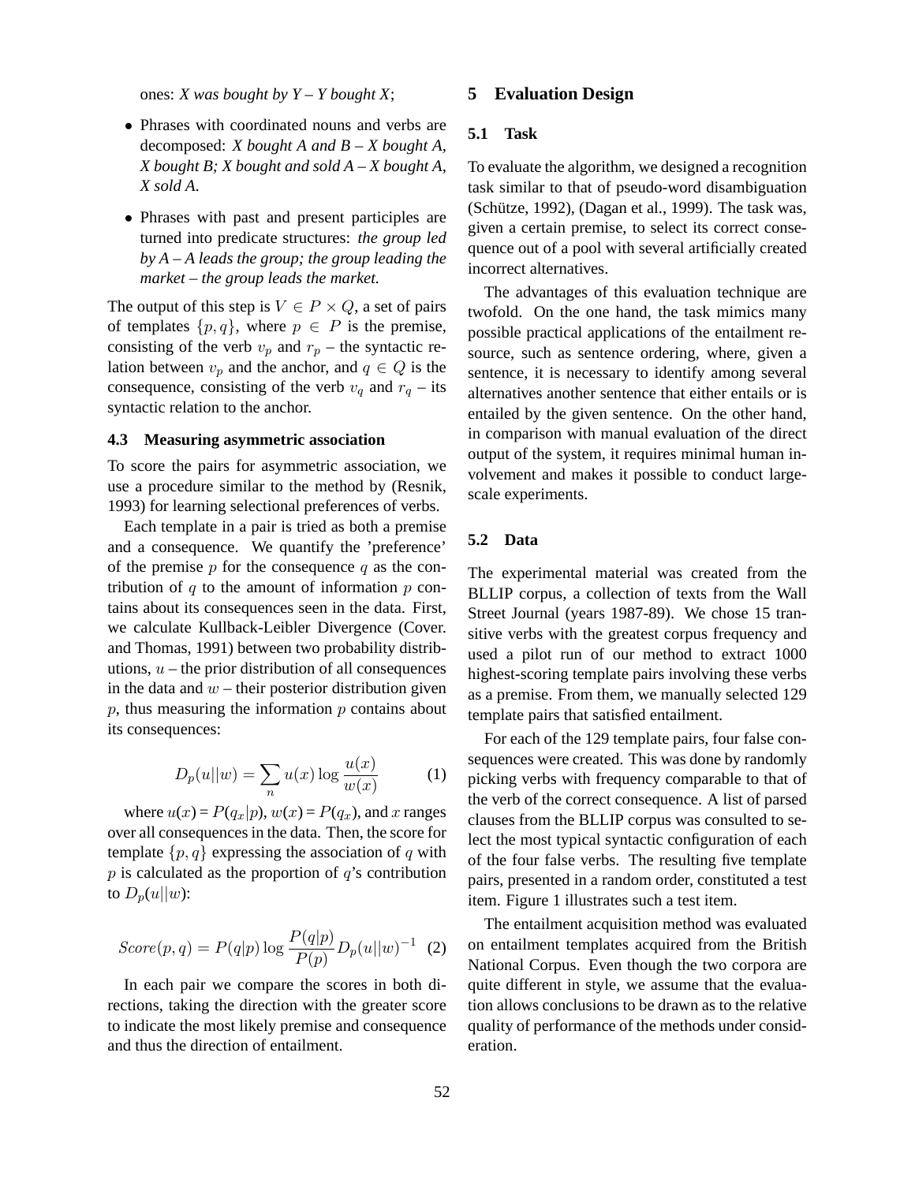ones: *X was bought by Y – Y bought X*;

- Phrases with coordinated nouns and verbs are decomposed: *X bought A and B – X bought A, X bought B; X bought and sold A – X bought A, X sold A.*
- Phrases with past and present participles are turned into predicate structures: *the group led by A – A leads the group; the group leading the market – the group leads the market.*

The output of this step is $V \in P \times Q$, a set of pairs of templates $\{p, q\}$, where $p \in P$ is the premise, consisting of the verb $v_p$ and $r_p$ – the syntactic relation between $v_p$ and the anchor, and $q \in Q$ is the consequence, consisting of the verb $v_q$ and $r_q$ – its syntactic relation to the anchor.

### 4.3 Measuring asymmetric association

To score the pairs for asymmetric association, we use a procedure similar to the method by (Resnik, 1993) for learning selectional preferences of verbs.

Each template in a pair is tried as both a premise and a consequence. We quantify the 'preference' of the premise $p$ for the consequence $q$ as the contribution of $q$ to the amount of information $p$ contains about its consequences seen in the data. First, we calculate Kullback-Leibler Divergence (Cover. and Thomas, 1991) between two probability distributions, $u$ – the prior distribution of all consequences in the data and $w$ – their posterior distribution given $p$, thus measuring the information $p$ contains about its consequences:

$$D_p(u||w) = \sum_n u(x) \log \frac{u(x)}{w(x)} \quad (1)$$

where $u(x) = P(q_x|p)$, $w(x) = P(q_x)$, and $x$ ranges over all consequences in the data. Then, the score for template $\{p, q\}$ expressing the association of $q$ with $p$ is calculated as the proportion of $q$'s contribution to $D_p(u||w)$:

$$Score(p, q) = P(q|p) \log \frac{P(q|p)}{P(p)} D_p(u||w)^{-1} \quad (2)$$

In each pair we compare the scores in both directions, taking the direction with the greater score to indicate the most likely premise and consequence and thus the direction of entailment.

## 5 Evaluation Design

### 5.1 Task

To evaluate the algorithm, we designed a recognition task similar to that of pseudo-word disambiguation (Schütze, 1992), (Dagan et al., 1999). The task was, given a certain premise, to select its correct consequence out of a pool with several artificially created incorrect alternatives.

The advantages of this evaluation technique are twofold. On the one hand, the task mimics many possible practical applications of the entailment resource, such as sentence ordering, where, given a sentence, it is necessary to identify among several alternatives another sentence that either entails or is entailed by the given sentence. On the other hand, in comparison with manual evaluation of the direct output of the system, it requires minimal human involvement and makes it possible to conduct large-scale experiments.

### 5.2 Data

The experimental material was created from the BLLIP corpus, a collection of texts from the Wall Street Journal (years 1987-89). We chose 15 transitive verbs with the greatest corpus frequency and used a pilot run of our method to extract 1000 highest-scoring template pairs involving these verbs as a premise. From them, we manually selected 129 template pairs that satisfied entailment.

For each of the 129 template pairs, four false consequences were created. This was done by randomly picking verbs with frequency comparable to that of the verb of the correct consequence. A list of parsed clauses from the BLLIP corpus was consulted to select the most typical syntactic configuration of each of the four false verbs. The resulting five template pairs, presented in a random order, constituted a test item. Figure 1 illustrates such a test item.

The entailment acquisition method was evaluated on entailment templates acquired from the British National Corpus. Even though the two corpora are quite different in style, we assume that the evaluation allows conclusions to be drawn as to the relative quality of performance of the methods under consideration.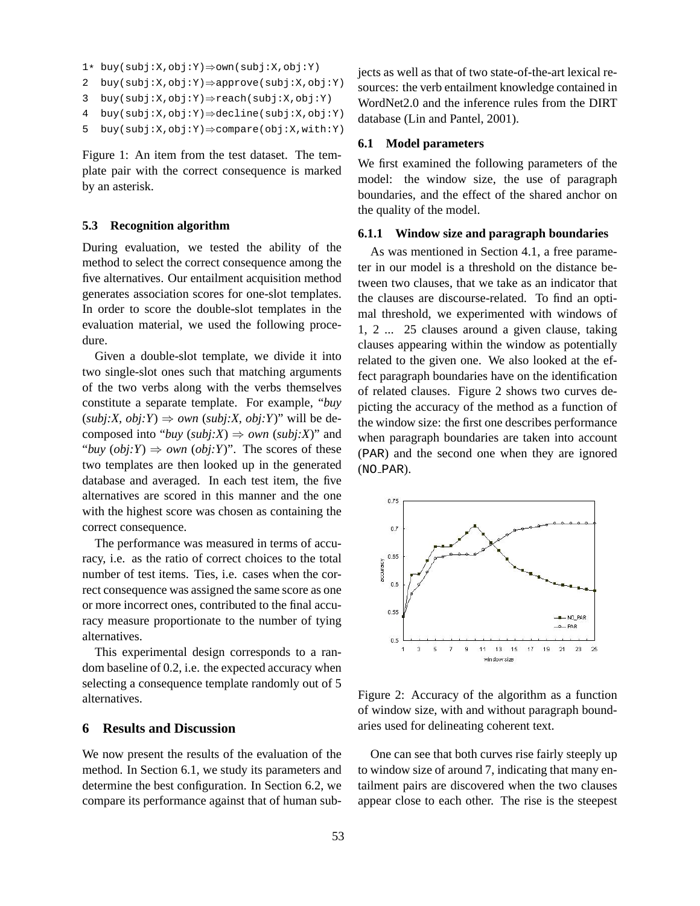```
1* buy(subj:X,obj:Y)⇒own(subj:X,obj:Y)
2  buy(subj:X,obj:Y)⇒approve(subj:X,obj:Y)
3  buy(subj:X,obj:Y)⇒reach(subj:X,obj:Y)
4  buy(subj:X,obj:Y)⇒decline(subj:X,obj:Y)
5  buy(subj:X,obj:Y)⇒compare(obj:X,with:Y)
```

Figure 1: An item from the test dataset. The template pair with the correct consequence is marked by an asterisk.

### 5.3 Recognition algorithm

During evaluation, we tested the ability of the method to select the correct consequence among the five alternatives. Our entailment acquisition method generates association scores for one-slot templates. In order to score the double-slot templates in the evaluation material, we used the following procedure.

Given a double-slot template, we divide it into two single-slot ones such that matching arguments of the two verbs along with the verbs themselves constitute a separate template. For example, "*buy* (*subj:X*, *obj:Y*) ⇒ *own* (*subj:X*, *obj:Y*)" will be decomposed into "*buy* (*subj:X*) ⇒ *own* (*subj:X*)" and "*buy* (*obj:Y*) ⇒ *own* (*obj:Y*)". The scores of these two templates are then looked up in the generated database and averaged. In each test item, the five alternatives are scored in this manner and the one with the highest score was chosen as containing the correct consequence.

The performance was measured in terms of accuracy, i.e. as the ratio of correct choices to the total number of test items. Ties, i.e. cases when the correct consequence was assigned the same score as one or more incorrect ones, contributed to the final accuracy measure proportionate to the number of tying alternatives.

This experimental design corresponds to a random baseline of 0.2, i.e. the expected accuracy when selecting a consequence template randomly out of 5 alternatives.

## 6 Results and Discussion

We now present the results of the evaluation of the method. In Section 6.1, we study its parameters and determine the best configuration. In Section 6.2, we compare its performance against that of human subjects as well as that of two state-of-the-art lexical resources: the verb entailment knowledge contained in WordNet2.0 and the inference rules from the DIRT database (Lin and Pantel, 2001).

### 6.1 Model parameters

We first examined the following parameters of the model: the window size, the use of paragraph boundaries, and the effect of the shared anchor on the quality of the model.

#### 6.1.1 Window size and paragraph boundaries

As was mentioned in Section 4.1, a free parameter in our model is a threshold on the distance between two clauses, that we take as an indicator that the clauses are discourse-related. To find an optimal threshold, we experimented with windows of 1, 2 ... 25 clauses around a given clause, taking clauses appearing within the window as potentially related to the given one. We also looked at the effect paragraph boundaries have on the identification of related clauses. Figure 2 shows two curves depicting the accuracy of the method as a function of the window size: the first one describes performance when paragraph boundaries are taken into account (PAR) and the second one when they are ignored (NO_PAR).

Figure 2: Accuracy of the algorithm as a function of window size, with and without paragraph boundaries used for delineating coherent text.

One can see that both curves rise fairly steeply up to window size of around 7, indicating that many entailment pairs are discovered when the two clauses appear close to each other. The rise is the steepest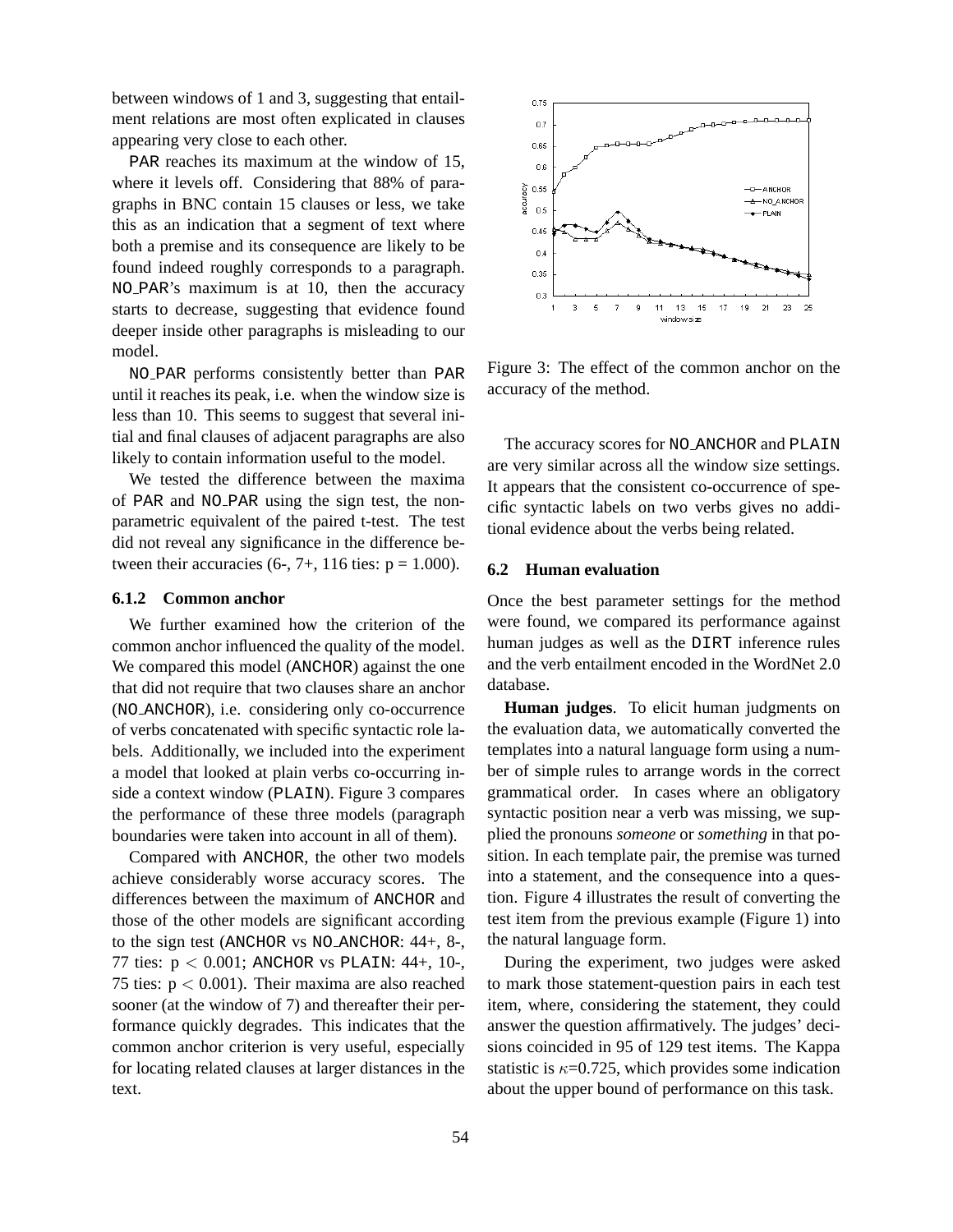between windows of 1 and 3, suggesting that entailment relations are most often explicated in clauses appearing very close to each other.

PAR reaches its maximum at the window of 15, where it levels off. Considering that 88% of paragraphs in BNC contain 15 clauses or less, we take this as an indication that a segment of text where both a premise and its consequence are likely to be found indeed roughly corresponds to a paragraph. NO_PAR's maximum is at 10, then the accuracy starts to decrease, suggesting that evidence found deeper inside other paragraphs is misleading to our model.

NO_PAR performs consistently better than PAR until it reaches its peak, i.e. when the window size is less than 10. This seems to suggest that several initial and final clauses of adjacent paragraphs are also likely to contain information useful to the model.

We tested the difference between the maxima of PAR and NO_PAR using the sign test, the non-parametric equivalent of the paired t-test. The test did not reveal any significance in the difference between their accuracies (6-, 7+, 116 ties: p = 1.000).

#### 6.1.2 Common anchor

We further examined how the criterion of the common anchor influenced the quality of the model. We compared this model (ANCHOR) against the one that did not require that two clauses share an anchor (NO_ANCHOR), i.e. considering only co-occurrence of verbs concatenated with specific syntactic role labels. Additionally, we included into the experiment a model that looked at plain verbs co-occurring inside a context window (PLAIN). Figure 3 compares the performance of these three models (paragraph boundaries were taken into account in all of them).

Compared with ANCHOR, the other two models achieve considerably worse accuracy scores. The differences between the maximum of ANCHOR and those of the other models are significant according to the sign test (ANCHOR vs NO_ANCHOR: 44+, 8-, 77 ties: $p < 0.001$; ANCHOR vs PLAIN: 44+, 10-, 75 ties: $p < 0.001$). Their maxima are also reached sooner (at the window of 7) and thereafter their performance quickly degrades. This indicates that the common anchor criterion is very useful, especially for locating related clauses at larger distances in the text.

Figure 3: The effect of the common anchor on the accuracy of the method.

The accuracy scores for NO_ANCHOR and PLAIN are very similar across all the window size settings. It appears that the consistent co-occurrence of specific syntactic labels on two verbs gives no additional evidence about the verbs being related.

### 6.2 Human evaluation

Once the best parameter settings for the method were found, we compared its performance against human judges as well as the DIRT inference rules and the verb entailment encoded in the WordNet 2.0 database.

**Human judges**. To elicit human judgments on the evaluation data, we automatically converted the templates into a natural language form using a number of simple rules to arrange words in the correct grammatical order. In cases where an obligatory syntactic position near a verb was missing, we supplied the pronouns *someone* or *something* in that position. In each template pair, the premise was turned into a statement, and the consequence into a question. Figure 4 illustrates the result of converting the test item from the previous example (Figure 1) into the natural language form.

During the experiment, two judges were asked to mark those statement-question pairs in each test item, where, considering the statement, they could answer the question affirmatively. The judges' decisions coincided in 95 of 129 test items. The Kappa statistic is $\kappa$=0.725, which provides some indication about the upper bound of performance on this task.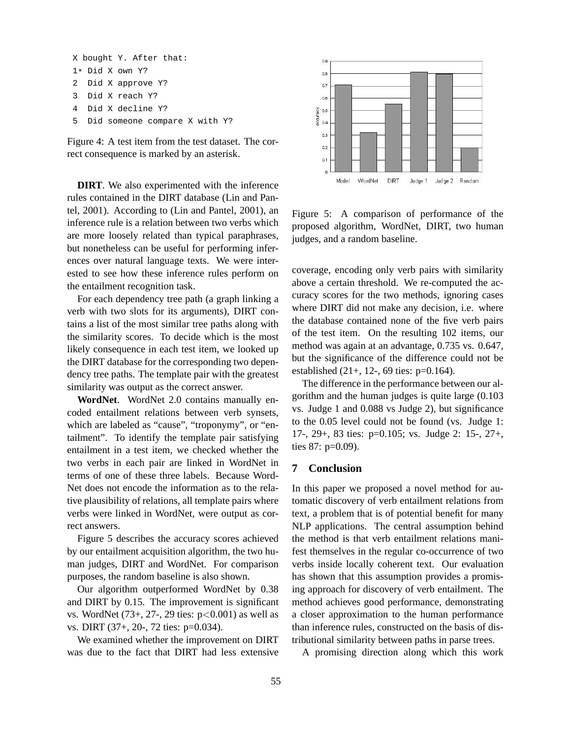```
X bought Y. After that:
1* Did X own Y?
2  Did X approve Y?
3  Did X reach Y?
4  Did X decline Y?
5  Did someone compare X with Y?
```

Figure 4: A test item from the test dataset. The correct consequence is marked by an asterisk.

**DIRT**. We also experimented with the inference rules contained in the DIRT database (Lin and Pantel, 2001). According to (Lin and Pantel, 2001), an inference rule is a relation between two verbs which are more loosely related than typical paraphrases, but nonetheless can be useful for performing inferences over natural language texts. We were interested to see how these inference rules perform on the entailment recognition task.

For each dependency tree path (a graph linking a verb with two slots for its arguments), DIRT contains a list of the most similar tree paths along with the similarity scores. To decide which is the most likely consequence in each test item, we looked up the DIRT database for the corresponding two dependency tree paths. The template pair with the greatest similarity was output as the correct answer.

**WordNet**. WordNet 2.0 contains manually encoded entailment relations between verb synsets, which are labeled as "cause", "troponymy", or "entailment". To identify the template pair satisfying entailment in a test item, we checked whether the two verbs in each pair are linked in WordNet in terms of one of these three labels. Because WordNet does not encode the information as to the relative plausibility of relations, all template pairs where verbs were linked in WordNet, were output as correct answers.

Figure 5 describes the accuracy scores achieved by our entailment acquisition algorithm, the two human judges, DIRT and WordNet. For comparison purposes, the random baseline is also shown.

Our algorithm outperformed WordNet by 0.38 and DIRT by 0.15. The improvement is significant vs. WordNet (73+, 27-, 29 ties: $p<0.001$) as well as vs. DIRT (37+, 20-, 72 ties: $p=0.034$).

We examined whether the improvement on DIRT was due to the fact that DIRT had less extensive coverage, encoding only verb pairs with similarity above a certain threshold. We re-computed the accuracy scores for the two methods, ignoring cases where DIRT did not make any decision, i.e. where the database contained none of the five verb pairs of the test item. On the resulting 102 items, our method was again at an advantage, 0.735 vs. 0.647, but the significance of the difference could not be established (21+, 12-, 69 ties: $p=0.164$).

The difference in the performance between our algorithm and the human judges is quite large (0.103 vs. Judge 1 and 0.088 vs Judge 2), but significance to the 0.05 level could not be found (vs. Judge 1: 17-, 29+, 83 ties: $p=0.105$; vs. Judge 2: 15-, 27+, ties 87: $p=0.09$).

Figure 5: A comparison of performance of the proposed algorithm, WordNet, DIRT, two human judges, and a random baseline.

## 7 Conclusion

In this paper we proposed a novel method for automatic discovery of verb entailment relations from text, a problem that is of potential benefit for many NLP applications. The central assumption behind the method is that verb entailment relations manifest themselves in the regular co-occurrence of two verbs inside locally coherent text. Our evaluation has shown that this assumption provides a promising approach for discovery of verb entailment. The method achieves good performance, demonstrating a closer approximation to the human performance than inference rules, constructed on the basis of distributional similarity between paths in parse trees.

A promising direction along which this work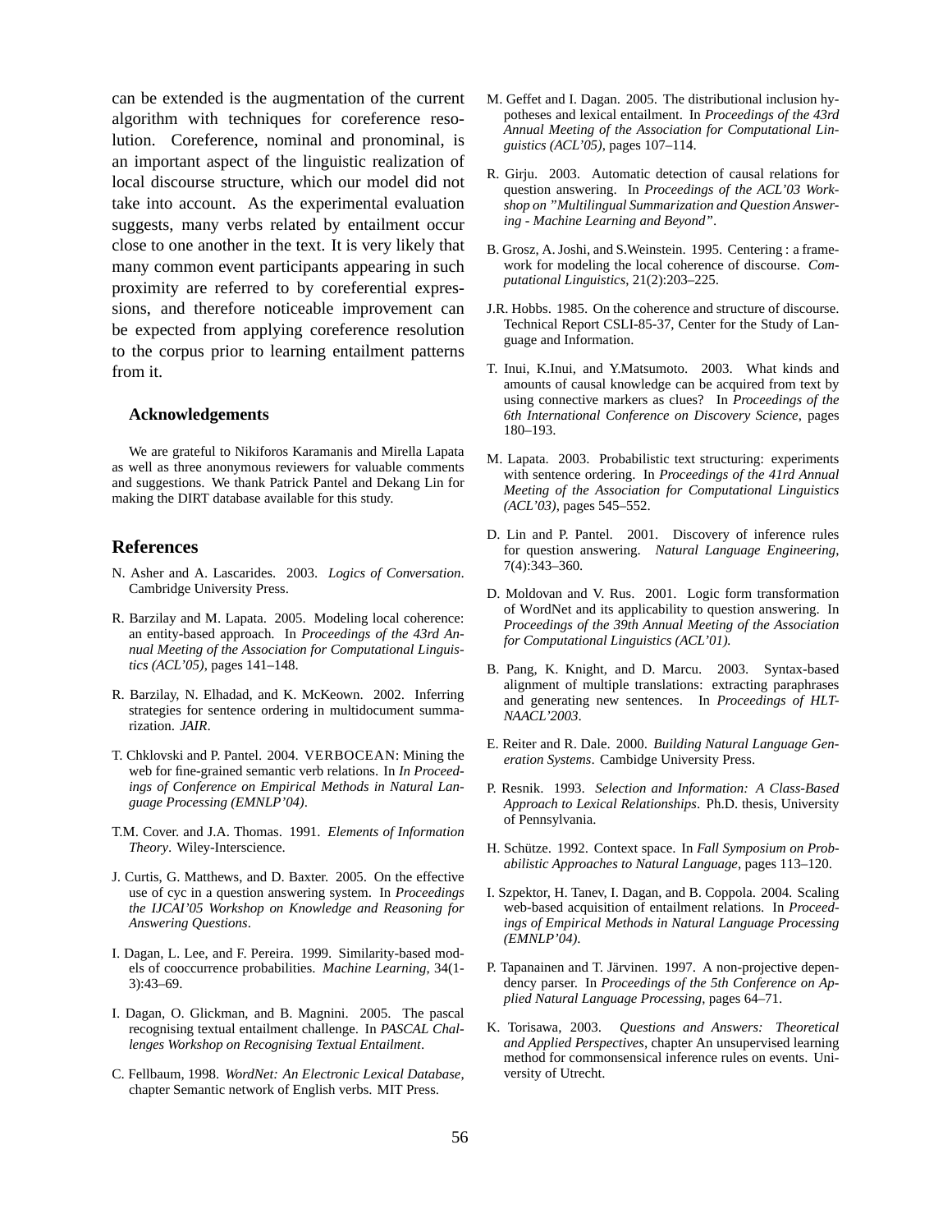can be extended is the augmentation of the current algorithm with techniques for coreference resolution. Coreference, nominal and pronominal, is an important aspect of the linguistic realization of local discourse structure, which our model did not take into account. As the experimental evaluation suggests, many verbs related by entailment occur close to one another in the text. It is very likely that many common event participants appearing in such proximity are referred to by coreferential expressions, and therefore noticeable improvement can be expected from applying coreference resolution to the corpus prior to learning entailment patterns from it.

### Acknowledgements

We are grateful to Nikiforos Karamanis and Mirella Lapata as well as three anonymous reviewers for valuable comments and suggestions. We thank Patrick Pantel and Dekang Lin for making the DIRT database available for this study.

## References

N. Asher and A. Lascarides. 2003. *Logics of Conversation*. Cambridge University Press.

R. Barzilay and M. Lapata. 2005. Modeling local coherence: an entity-based approach. In *Proceedings of the 43rd Annual Meeting of the Association for Computational Linguistics (ACL'05)*, pages 141–148.

R. Barzilay, N. Elhadad, and K. McKeown. 2002. Inferring strategies for sentence ordering in multidocument summarization. *JAIR*.

T. Chklovski and P. Pantel. 2004. VERBOCEAN: Mining the web for fine-grained semantic verb relations. In *In Proceedings of Conference on Empirical Methods in Natural Language Processing (EMNLP'04)*.

T.M. Cover. and J.A. Thomas. 1991. *Elements of Information Theory*. Wiley-Interscience.

J. Curtis, G. Matthews, and D. Baxter. 2005. On the effective use of cyc in a question answering system. In *Proceedings the IJCAI'05 Workshop on Knowledge and Reasoning for Answering Questions*.

I. Dagan, L. Lee, and F. Pereira. 1999. Similarity-based models of cooccurrence probabilities. *Machine Learning*, 34(1-3):43–69.

I. Dagan, O. Glickman, and B. Magnini. 2005. The pascal recognising textual entailment challenge. In *PASCAL Challenges Workshop on Recognising Textual Entailment*.

C. Fellbaum, 1998. *WordNet: An Electronic Lexical Database*, chapter Semantic network of English verbs. MIT Press.

M. Geffet and I. Dagan. 2005. The distributional inclusion hypotheses and lexical entailment. In *Proceedings of the 43rd Annual Meeting of the Association for Computational Linguistics (ACL'05)*, pages 107–114.

R. Girju. 2003. Automatic detection of causal relations for question answering. In *Proceedings of the ACL'03 Workshop on "Multilingual Summarization and Question Answering - Machine Learning and Beyond"*.

B. Grosz, A. Joshi, and S.Weinstein. 1995. Centering : a framework for modeling the local coherence of discourse. *Computational Linguistics*, 21(2):203–225.

J.R. Hobbs. 1985. On the coherence and structure of discourse. Technical Report CSLI-85-37, Center for the Study of Language and Information.

T. Inui, K.Inui, and Y.Matsumoto. 2003. What kinds and amounts of causal knowledge can be acquired from text by using connective markers as clues? In *Proceedings of the 6th International Conference on Discovery Science*, pages 180–193.

M. Lapata. 2003. Probabilistic text structuring: experiments with sentence ordering. In *Proceedings of the 41rd Annual Meeting of the Association for Computational Linguistics (ACL'03)*, pages 545–552.

D. Lin and P. Pantel. 2001. Discovery of inference rules for question answering. *Natural Language Engineering*, 7(4):343–360.

D. Moldovan and V. Rus. 2001. Logic form transformation of WordNet and its applicability to question answering. In *Proceedings of the 39th Annual Meeting of the Association for Computational Linguistics (ACL'01).*

B. Pang, K. Knight, and D. Marcu. 2003. Syntax-based alignment of multiple translations: extracting paraphrases and generating new sentences. In *Proceedings of HLT-NAACL'2003*.

E. Reiter and R. Dale. 2000. *Building Natural Language Generation Systems*. Cambidge University Press.

P. Resnik. 1993. *Selection and Information: A Class-Based Approach to Lexical Relationships*. Ph.D. thesis, University of Pennsylvania.

H. Schütze. 1992. Context space. In *Fall Symposium on Probabilistic Approaches to Natural Language*, pages 113–120.

I. Szpektor, H. Tanev, I. Dagan, and B. Coppola. 2004. Scaling web-based acquisition of entailment relations. In *Proceedings of Empirical Methods in Natural Language Processing (EMNLP'04)*.

P. Tapanainen and T. Järvinen. 1997. A non-projective dependency parser. In *Proceedings of the 5th Conference on Applied Natural Language Processing*, pages 64–71.

K. Torisawa, 2003. *Questions and Answers: Theoretical and Applied Perspectives*, chapter An unsupervised learning method for commonsensical inference rules on events. University of Utrecht.